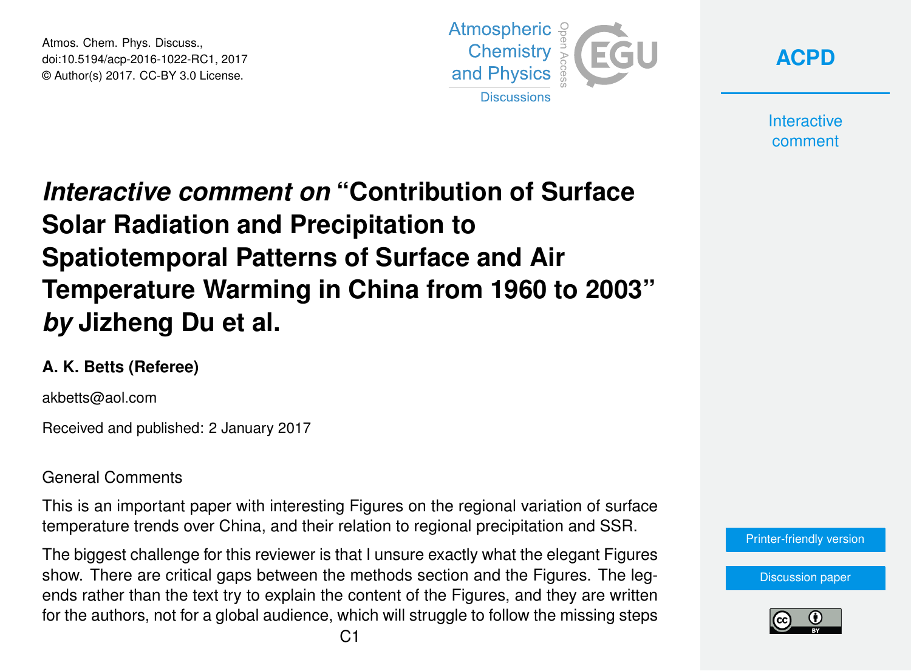# *Interactive comment on* "Contribution of Surface Solar Radiation and Precipitation to Spatiotemporal Patterns of Surface and Air Temperature Warming in China from 1960 to 2003" *by* Jizheng Du et al.

**A. K. Betts (Referee)**

akbetts@aol.com

Received and published: 2 January 2017

General Comments

This is an important paper with interesting Figures on the regional variation of surface temperature trends over China, and their relation to regional precipitation and SSR.

The biggest challenge for this reviewer is that I unsure exactly what the elegant Figures show. There are critical gaps between the methods section and the Figures. The legends rather than the text try to explain the content of the Figures, and they are written for the authors, not for a global audience, which will struggle to follow the missing steps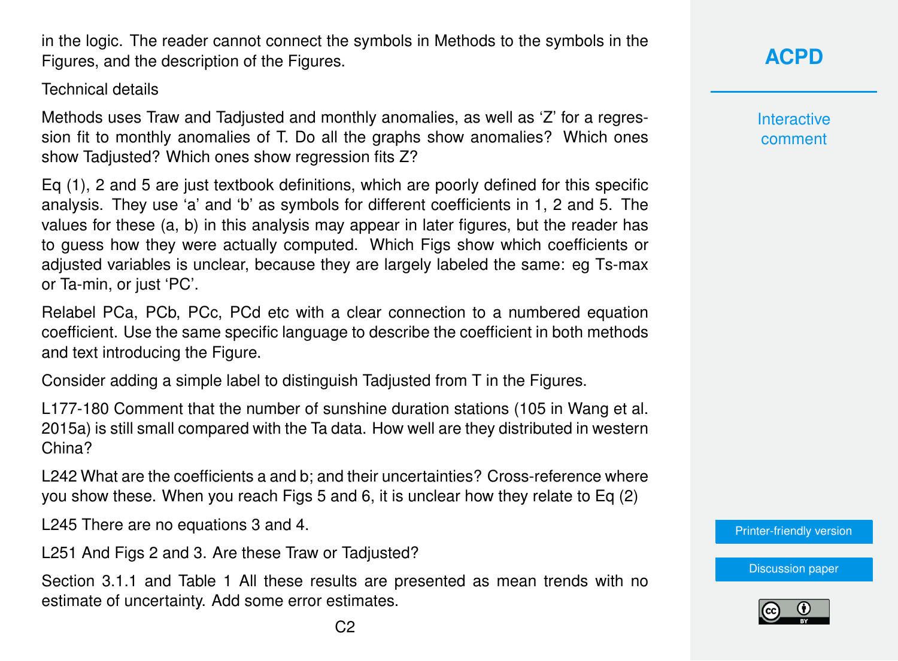in the logic. The reader cannot connect the symbols in Methods to the symbols in the Figures, and the description of the Figures.

Technical details

Methods uses Traw and Tadjusted and monthly anomalies, as well as 'Z' for a regression fit to monthly anomalies of T. Do all the graphs show anomalies? Which ones show Tadjusted? Which ones show regression fits Z?

Eq (1), 2 and 5 are just textbook definitions, which are poorly defined for this specific analysis. They use 'a' and 'b' as symbols for different coefficients in 1, 2 and 5. The values for these (a, b) in this analysis may appear in later figures, but the reader has to guess how they were actually computed. Which Figs show which coefficients or adjusted variables is unclear, because they are largely labeled the same: eg Ts-max or Ta-min, or just 'PC'.

Relabel PCa, PCb, PCc, PCd etc with a clear connection to a numbered equation coefficient. Use the same specific language to describe the coefficient in both methods and text introducing the Figure.

Consider adding a simple label to distinguish Tadjusted from T in the Figures.

L177-180 Comment that the number of sunshine duration stations (105 in Wang et al. 2015a) is still small compared with the Ta data. How well are they distributed in western China?

L242 What are the coefficients a and b; and their uncertainties? Cross-reference where you show these. When you reach Figs 5 and 6, it is unclear how they relate to Eq (2)

L245 There are no equations 3 and 4.

L251 And Figs 2 and 3. Are these Traw or Tadjusted?

Section 3.1.1 and Table 1 All these results are presented as mean trends with no estimate of uncertainty. Add some error estimates.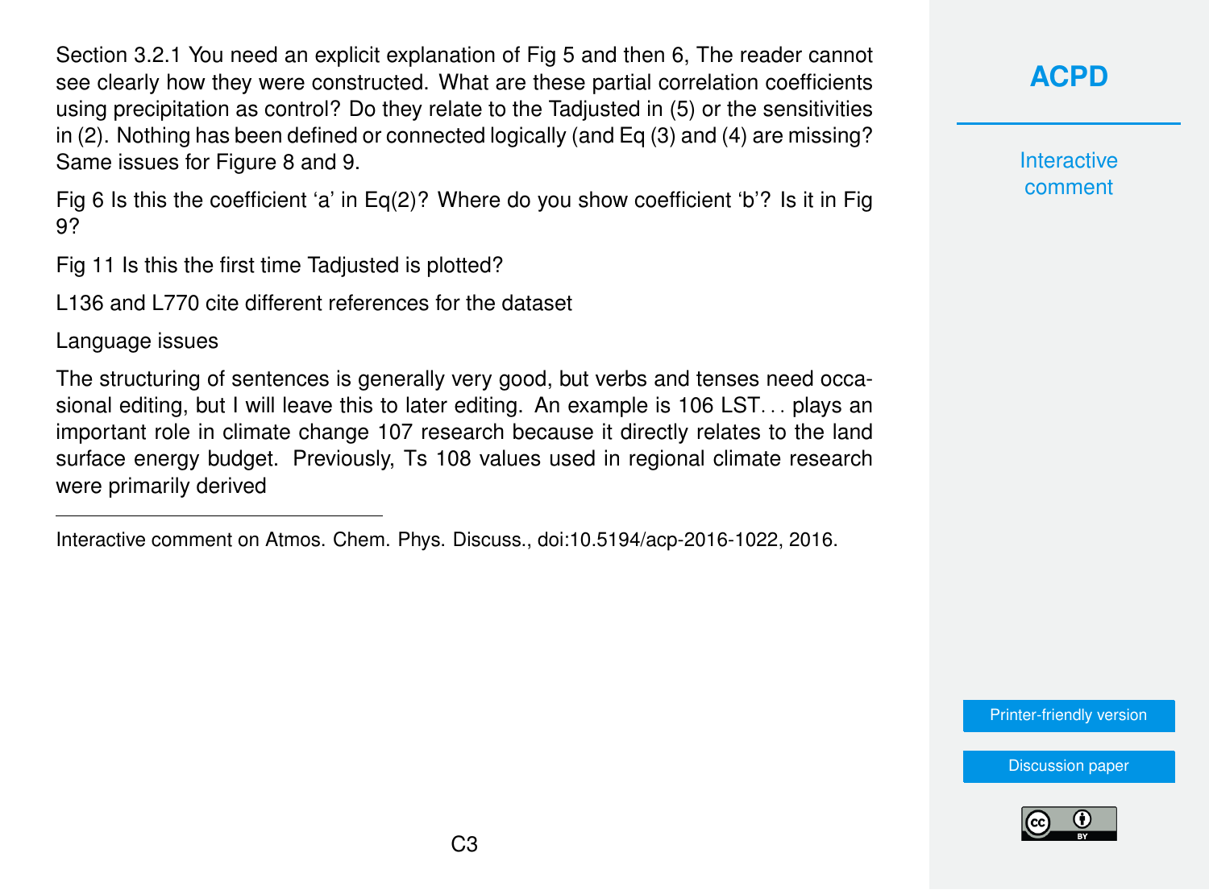Section 3.2.1 You need an explicit explanation of Fig 5 and then 6, The reader cannot see clearly how they were constructed. What are these partial correlation coefficients using precipitation as control? Do they relate to the Tadjusted in (5) or the sensitivities in (2). Nothing has been defined or connected logically (and Eq (3) and (4) are missing? Same issues for Figure 8 and 9.

Fig 6 Is this the coefficient 'a' in Eq(2)? Where do you show coefficient 'b'? Is it in Fig 9?

Fig 11 Is this the first time Tadjusted is plotted?

L136 and L770 cite different references for the dataset

Language issues

The structuring of sentences is generally very good, but verbs and tenses need occasional editing, but I will leave this to later editing. An example is 106 LST... plays an important role in climate change 107 research because it directly relates to the land surface energy budget. Previously, Ts 108 values used in regional climate research were primarily derived

---

Interactive comment on Atmos. Chem. Phys. Discuss., doi:10.5194/acp-2016-1022, 2016.